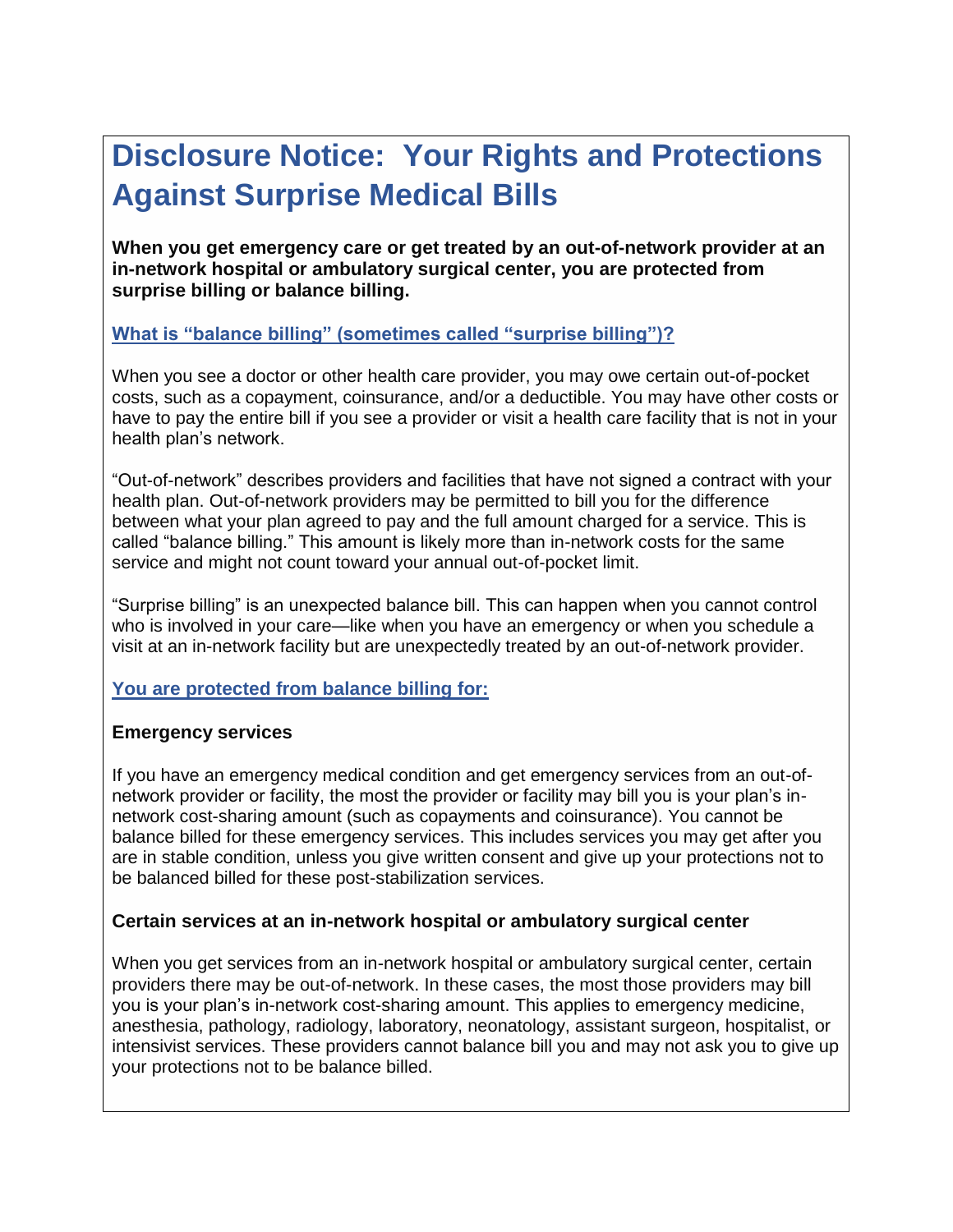# Disclosure Notice: Your Rights and Protections Against Surprise Medical Bills

**When you get emergency care or get treated by an out-of-network provider at an in-network hospital or ambulatory surgical center, you are protected from surprise billing or balance billing.**

## What is "balance billing" (sometimes called "surprise billing")?

When you see a doctor or other health care provider, you may owe certain out-of-pocket costs, such as a copayment, coinsurance, and/or a deductible. You may have other costs or have to pay the entire bill if you see a provider or visit a health care facility that is not in your health plan's network.

"Out-of-network" describes providers and facilities that have not signed a contract with your health plan. Out-of-network providers may be permitted to bill you for the difference between what your plan agreed to pay and the full amount charged for a service. This is called "balance billing." This amount is likely more than in-network costs for the same service and might not count toward your annual out-of-pocket limit.

"Surprise billing" is an unexpected balance bill. This can happen when you cannot control who is involved in your care—like when you have an emergency or when you schedule a visit at an in-network facility but are unexpectedly treated by an out-of-network provider.

## You are protected from balance billing for:

### Emergency services

If you have an emergency medical condition and get emergency services from an out-of-network provider or facility, the most the provider or facility may bill you is your plan's in-network cost-sharing amount (such as copayments and coinsurance). You cannot be balance billed for these emergency services. This includes services you may get after you are in stable condition, unless you give written consent and give up your protections not to be balanced billed for these post-stabilization services.

### Certain services at an in-network hospital or ambulatory surgical center

When you get services from an in-network hospital or ambulatory surgical center, certain providers there may be out-of-network. In these cases, the most those providers may bill you is your plan's in-network cost-sharing amount. This applies to emergency medicine, anesthesia, pathology, radiology, laboratory, neonatology, assistant surgeon, hospitalist, or intensivist services. These providers cannot balance bill you and may not ask you to give up your protections not to be balance billed.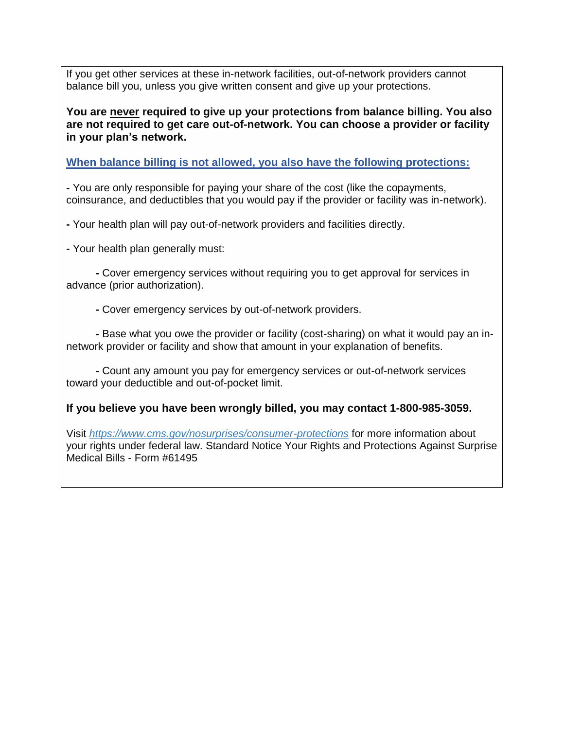If you get other services at these in-network facilities, out-of-network providers cannot balance bill you, unless you give written consent and give up your protections.

**You are <u>never</u> required to give up your protections from balance billing. You also are not required to get care out-of-network. You can choose a provider or facility in your plan's network.**

**<u>When balance billing is not allowed, you also have the following protections:</u>**

- You are only responsible for paying your share of the cost (like the copayments, coinsurance, and deductibles that you would pay if the provider or facility was in-network).

- Your health plan will pay out-of-network providers and facilities directly.

- Your health plan generally must:

    - Cover emergency services without requiring you to get approval for services in advance (prior authorization).

    - Cover emergency services by out-of-network providers.

    - Base what you owe the provider or facility (cost-sharing) on what it would pay an in-network provider or facility and show that amount in your explanation of benefits.

    - Count any amount you pay for emergency services or out-of-network services toward your deductible and out-of-pocket limit.

**If you believe you have been wrongly billed, you may contact 1-800-985-3059.**

Visit *https://www.cms.gov/nosurprises/consumer-protections* for more information about your rights under federal law. Standard Notice Your Rights and Protections Against Surprise Medical Bills - Form #61495